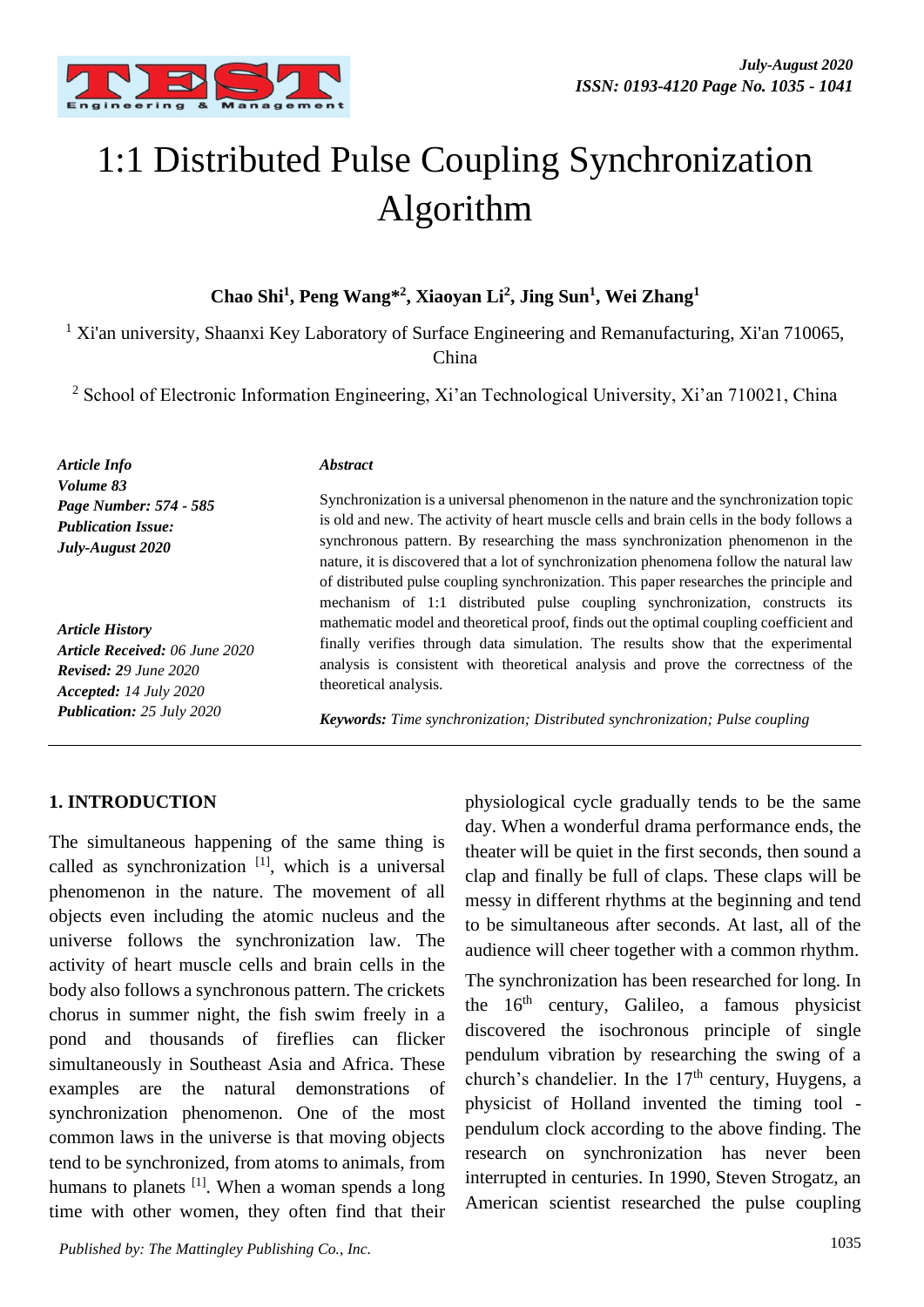# 1:1 Distributed Pulse Coupling Synchronization Algorithm

**Chao Shi[1], Peng Wang*[2], Xiaoyan Li[2], Jing Sun[1], Wei Zhang[1]**

[1] Xi'an university, Shaanxi Key Laboratory of Surface Engineering and Remanufacturing, Xi'an 710065, China

[2] School of Electronic Information Engineering, Xi'an Technological University, Xi'an 710021, China

***Article Info***
***Volume 83***
***Page Number: 574 - 585***
***Publication Issue:***
***July-August 2020***

***Article History***
***Article Received:*** *06 June 2020*
***Revised:*** *29 June 2020*
***Accepted:*** *14 July 2020*
***Publication:*** *25 July 2020*

***Abstract***

Synchronization is a universal phenomenon in the nature and the synchronization topic is old and new. The activity of heart muscle cells and brain cells in the body follows a synchronous pattern. By researching the mass synchronization phenomenon in the nature, it is discovered that a lot of synchronization phenomena follow the natural law of distributed pulse coupling synchronization. This paper researches the principle and mechanism of 1:1 distributed pulse coupling synchronization, constructs its mathematic model and theoretical proof, finds out the optimal coupling coefficient and finally verifies through data simulation. The results show that the experimental analysis is consistent with theoretical analysis and prove the correctness of the theoretical analysis.

***Keywords:*** *Time synchronization; Distributed synchronization; Pulse coupling*

## 1. INTRODUCTION

The simultaneous happening of the same thing is called as synchronization [1], which is a universal phenomenon in the nature. The movement of all objects even including the atomic nucleus and the universe follows the synchronization law. The activity of heart muscle cells and brain cells in the body also follows a synchronous pattern. The crickets chorus in summer night, the fish swim freely in a pond and thousands of fireflies can flicker simultaneously in Southeast Asia and Africa. These examples are the natural demonstrations of synchronization phenomenon. One of the most common laws in the universe is that moving objects tend to be synchronized, from atoms to animals, from humans to planets [1]. When a woman spends a long time with other women, they often find that their physiological cycle gradually tends to be the same day. When a wonderful drama performance ends, the theater will be quiet in the first seconds, then sound a clap and finally be full of claps. These claps will be messy in different rhythms at the beginning and tend to be simultaneous after seconds. At last, all of the audience will cheer together with a common rhythm.

The synchronization has been researched for long. In the 16th century, Galileo, a famous physicist discovered the isochronous principle of single pendulum vibration by researching the swing of a church's chandelier. In the 17th century, Huygens, a physicist of Holland invented the timing tool - pendulum clock according to the above finding. The research on synchronization has never been interrupted in centuries. In 1990, Steven Strogatz, an American scientist researched the pulse coupling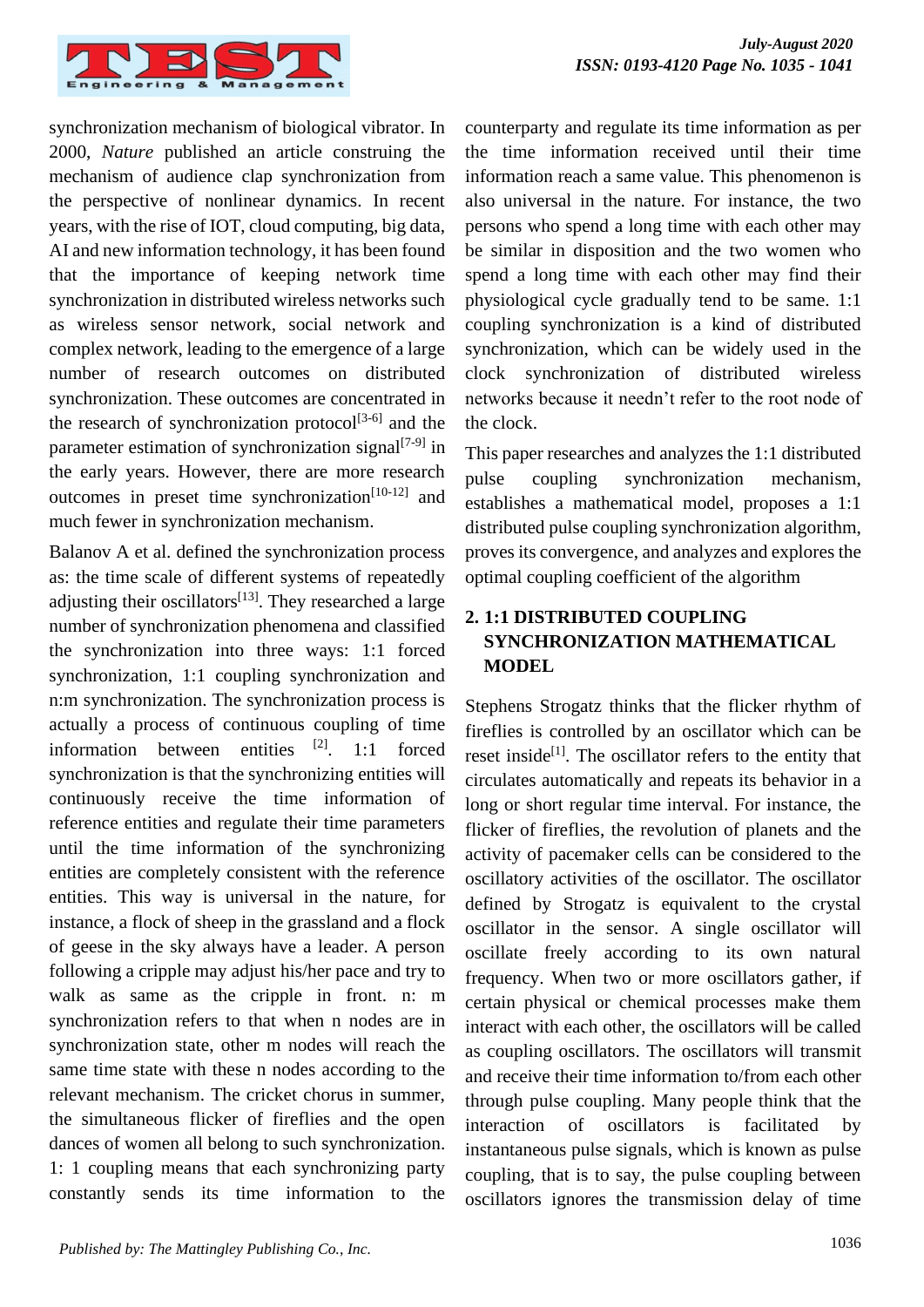synchronization mechanism of biological vibrator. In 2000, *Nature* published an article construing the mechanism of audience clap synchronization from the perspective of nonlinear dynamics. In recent years, with the rise of IOT, cloud computing, big data, AI and new information technology, it has been found that the importance of keeping network time synchronization in distributed wireless networks such as wireless sensor network, social network and complex network, leading to the emergence of a large number of research outcomes on distributed synchronization. These outcomes are concentrated in the research of synchronization protocol[3-6] and the parameter estimation of synchronization signal[7-9] in the early years. However, there are more research outcomes in preset time synchronization[10-12] and much fewer in synchronization mechanism.

Balanov A et al. defined the synchronization process as: the time scale of different systems of repeatedly adjusting their oscillators[13]. They researched a large number of synchronization phenomena and classified the synchronization into three ways: 1:1 forced synchronization, 1:1 coupling synchronization and n:m synchronization. The synchronization process is actually a process of continuous coupling of time information between entities [2]. 1:1 forced synchronization is that the synchronizing entities will continuously receive the time information of reference entities and regulate their time parameters until the time information of the synchronizing entities are completely consistent with the reference entities. This way is universal in the nature, for instance, a flock of sheep in the grassland and a flock of geese in the sky always have a leader. A person following a cripple may adjust his/her pace and try to walk as same as the cripple in front. n: m synchronization refers to that when n nodes are in synchronization state, other m nodes will reach the same time state with these n nodes according to the relevant mechanism. The cricket chorus in summer, the simultaneous flicker of fireflies and the open dances of women all belong to such synchronization. 1: 1 coupling means that each synchronizing party constantly sends its time information to the counterparty and regulate its time information as per the time information received until their time information reach a same value. This phenomenon is also universal in the nature. For instance, the two persons who spend a long time with each other may be similar in disposition and the two women who spend a long time with each other may find their physiological cycle gradually tend to be same. 1:1 coupling synchronization is a kind of distributed synchronization, which can be widely used in the clock synchronization of distributed wireless networks because it needn't refer to the root node of the clock.

This paper researches and analyzes the 1:1 distributed pulse coupling synchronization mechanism, establishes a mathematical model, proposes a 1:1 distributed pulse coupling synchronization algorithm, proves its convergence, and analyzes and explores the optimal coupling coefficient of the algorithm

## 2. 1:1 DISTRIBUTED COUPLING SYNCHRONIZATION MATHEMATICAL MODEL

Stephens Strogatz thinks that the flicker rhythm of fireflies is controlled by an oscillator which can be reset inside[1]. The oscillator refers to the entity that circulates automatically and repeats its behavior in a long or short regular time interval. For instance, the flicker of fireflies, the revolution of planets and the activity of pacemaker cells can be considered to the oscillatory activities of the oscillator. The oscillator defined by Strogatz is equivalent to the crystal oscillator in the sensor. A single oscillator will oscillate freely according to its own natural frequency. When two or more oscillators gather, if certain physical or chemical processes make them interact with each other, the oscillators will be called as coupling oscillators. The oscillators will transmit and receive their time information to/from each other through pulse coupling. Many people think that the interaction of oscillators is facilitated by instantaneous pulse signals, which is known as pulse coupling, that is to say, the pulse coupling between oscillators ignores the transmission delay of time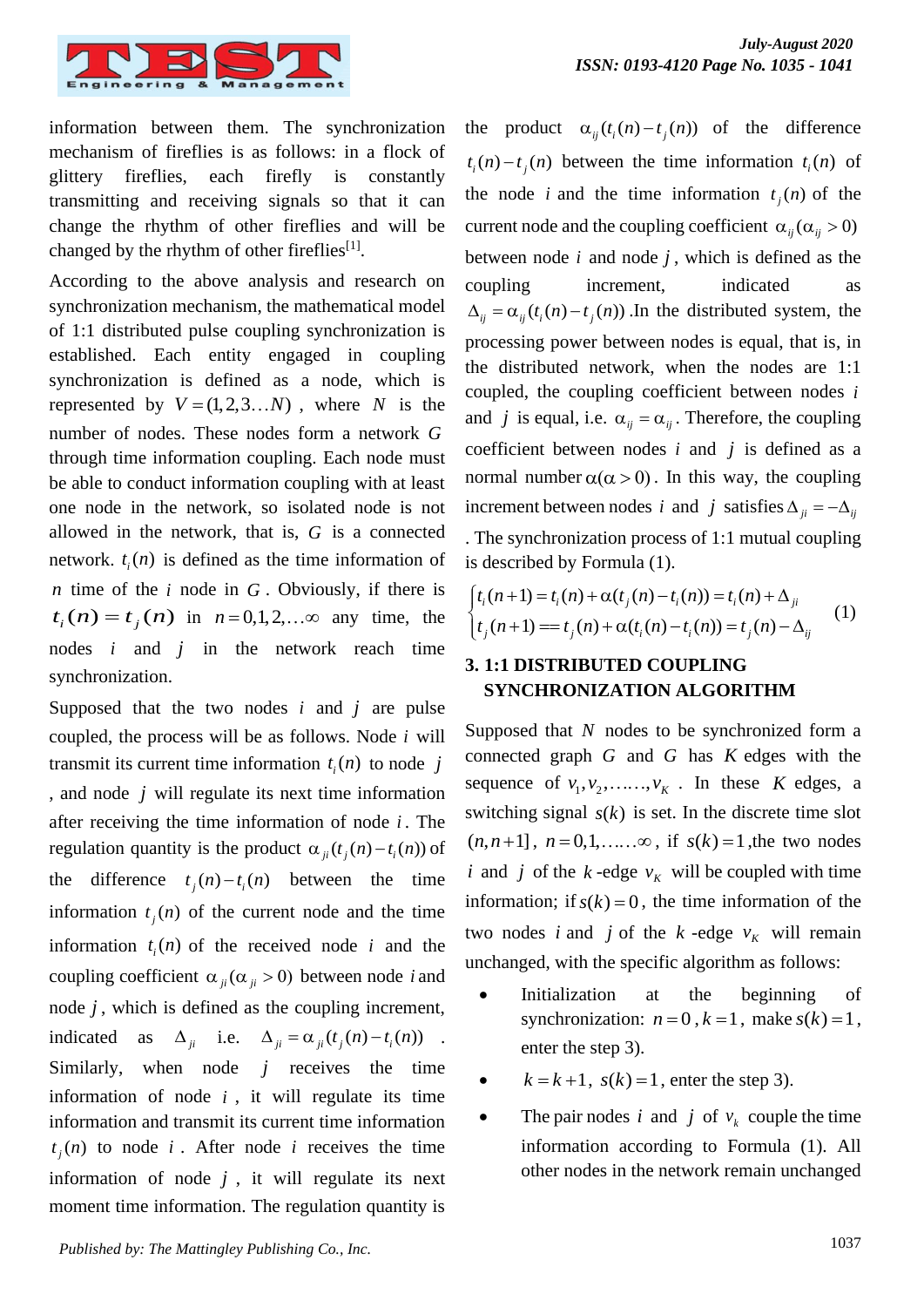information between them. The synchronization mechanism of fireflies is as follows: in a flock of glittery fireflies, each firefly is constantly transmitting and receiving signals so that it can change the rhythm of other fireflies and will be changed by the rhythm of other fireflies[1].

According to the above analysis and research on synchronization mechanism, the mathematical model of 1:1 distributed pulse coupling synchronization is established. Each entity engaged in coupling synchronization is defined as a node, which is represented by $V=(1,2,3\ldots N)$ , where $N$ is the number of nodes. These nodes form a network $G$ through time information coupling. Each node must be able to conduct information coupling with at least one node in the network, so isolated node is not allowed in the network, that is, $G$ is a connected network. $t_i(n)$ is defined as the time information of $n$ time of the $i$ node in $G$. Obviously, if there is $\boldsymbol{t_i(n)=t_j(n)}$ in $n=0,1,2,\ldots\infty$ any time, the nodes $i$ and $j$ in the network reach time synchronization.

Supposed that the two nodes $i$ and $j$ are pulse coupled, the process will be as follows. Node $i$ will transmit its current time information $t_i(n)$ to node $j$ , and node $j$ will regulate its next time information after receiving the time information of node $i$. The regulation quantity is the product $\alpha_{ji}(t_j(n)-t_i(n))$ of the difference $t_j(n)-t_i(n)$ between the time information $t_j(n)$ of the current node and the time information $t_i(n)$ of the received node $i$ and the coupling coefficient $\alpha_{ji}(\alpha_{ji}>0)$ between node $i$ and node $j$, which is defined as the coupling increment, indicated as $\Delta_{ji}$ i.e. $\Delta_{ji}=\alpha_{ji}(t_j(n)-t_i(n))$ . Similarly, when node $j$ receives the time information of node $i$ , it will regulate its time information and transmit its current time information $t_j(n)$ to node $i$. After node $i$ receives the time information of node $j$ , it will regulate its next moment time information. The regulation quantity is the product $\alpha_{ij}(t_i(n)-t_j(n))$ of the difference $t_i(n)-t_j(n)$ between the time information $t_i(n)$ of the node $i$ and the time information $t_j(n)$ of the current node and the coupling coefficient $\alpha_{ij}(\alpha_{ij}>0)$ between node $i$ and node $j$, which is defined as the coupling increment, indicated as $\Delta_{ij}=\alpha_{ij}(t_i(n)-t_j(n))$ .In the distributed system, the processing power between nodes is equal, that is, in the distributed network, when the nodes are 1:1 coupled, the coupling coefficient between nodes $i$ and $j$ is equal, i.e. $\alpha_{ij}=\alpha_{ij}$. Therefore, the coupling coefficient between nodes $i$ and $j$ is defined as a normal number $\alpha(\alpha>0)$. In this way, the coupling increment between nodes $i$ and $j$ satisfies $\Delta_{ji}=-\Delta_{ij}$ . The synchronization process of 1:1 mutual coupling is described by Formula (1).

$$
\begin{cases} t_i(n+1)=t_i(n)+\alpha(t_j(n)-t_i(n))=t_i(n)+\Delta_{ji} \\ t_j(n+1)==t_j(n)+\alpha(t_i(n)-t_i(n))=t_j(n)-\Delta_{ij} \end{cases} \quad (1)
$$

## 3. 1:1 DISTRIBUTED COUPLING SYNCHRONIZATION ALGORITHM

Supposed that $N$ nodes to be synchronized form a connected graph $G$ and $G$ has $K$ edges with the sequence of $v_1,v_2,\ldots\ldots,v_K$ . In these $K$ edges, a switching signal $s(k)$ is set. In the discrete time slot $(n,n+1]$ , $n=0,1,\ldots\ldots\infty$ , if $s(k)=1$ ,the two nodes $i$ and $j$ of the $k$ -edge $v_K$ will be coupled with time information; if $s(k)=0$ , the time information of the two nodes $i$ and $j$ of the $k$ -edge $v_K$ will remain unchanged, with the specific algorithm as follows:

- Initialization at the beginning of synchronization: $n=0$ , $k=1$ , make $s(k)=1$ , enter the step 3).
- $k=k+1$, $s(k)=1$, enter the step 3).
- The pair nodes $i$ and $j$ of $v_k$ couple the time information according to Formula (1). All other nodes in the network remain unchanged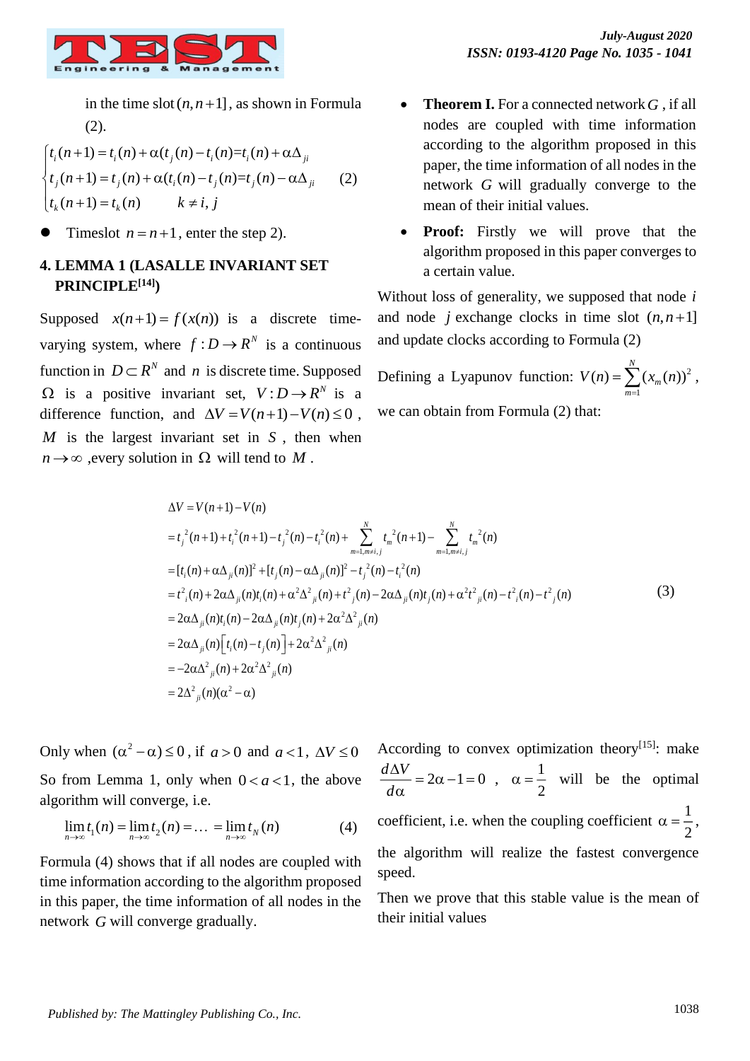in the time slot $(n, n+1]$, as shown in Formula (2).

$$
\begin{cases} t_i(n+1) = t_i(n) + \alpha(t_j(n) - t_i(n) = t_i(n) + \alpha\Delta_{ji} \\ t_j(n+1) = t_j(n) + \alpha(t_i(n) - t_j(n) = t_j(n) - \alpha\Delta_{ji} \\ t_k(n+1) = t_k(n) \qquad k \neq i, j \end{cases} \quad (2)
$$

- Timeslot $n = n+1$, enter the step 2).

## 4. LEMMA 1 (LASALLE INVARIANT SET PRINCIPLE[14])

Supposed $x(n+1) = f(x(n))$ is a discrete time-varying system, where $f: D \to R^N$ is a continuous function in $D \subset R^N$ and $n$ is discrete time. Supposed $\Omega$ is a positive invariant set, $V: D \to R^N$ is a difference function, and $\Delta V = V(n+1) - V(n) \leq 0$, $M$ is the largest invariant set in $S$, then when $n \to \infty$, every solution in $\Omega$ will tend to $M$.

- **Theorem I.** For a connected network $G$, if all nodes are coupled with time information according to the algorithm proposed in this paper, the time information of all nodes in the network $G$ will gradually converge to the mean of their initial values.
- **Proof:** Firstly we will prove that the algorithm proposed in this paper converges to a certain value.

Without loss of generality, we supposed that node $i$ and node $j$ exchange clocks in time slot $(n, n+1]$ and update clocks according to Formula (2)

Defining a Lyapunov function: $V(n) = \sum_{m=1}^{N} (x_m(n))^2$, we can obtain from Formula (2) that:

$$
\begin{aligned}
\Delta V &= V(n+1) - V(n) \\
&= t_j^{\,2}(n+1) + t_i^{\,2}(n+1) - t_j^{\,2}(n) - t_i^{\,2}(n) + \sum_{m=1, m\neq i,j}^{N} t_m^{\,2}(n+1) - \sum_{m=1, m\neq i,j}^{N} t_m^{\,2}(n) \\
&= [t_i(n) + \alpha\Delta_{ji}(n)]^2 + [t_j(n) - \alpha\Delta_{ji}(n)]^2 - t_j^{\,2}(n) - t_i^{\,2}(n) \\
&= t_i^2(n) + 2\alpha\Delta_{ji}(n)t_i(n) + \alpha^2\Delta^2_{ji}(n) + t^2_j(n) - 2\alpha\Delta_{ji}(n)t_j(n) + \alpha^2 t^2_{ji}(n) - t^2_i(n) - t^2_j(n) \\
&= 2\alpha\Delta_{ji}(n)t_i(n) - 2\alpha\Delta_{ji}(n)t_j(n) + 2\alpha^2\Delta^2_{ji}(n) \\
&= 2\alpha\Delta_{ji}(n)\left[t_i(n) - t_j(n)\right] + 2\alpha^2\Delta^2_{ji}(n) \\
&= -2\alpha\Delta^2_{ji}(n) + 2\alpha^2\Delta^2_{ji}(n) \\
&= 2\Delta^2_{ji}(n)(\alpha^2 - \alpha)
\end{aligned} \quad (3)
$$

Only when $(\alpha^2 - \alpha) \leq 0$, if $a > 0$ and $a < 1$, $\Delta V \leq 0$

So from Lemma 1, only when $0 < a < 1$, the above algorithm will converge, i.e.

$$
\lim_{n\to\infty} t_1(n) = \lim_{n\to\infty} t_2(n) = \ldots = \lim_{n\to\infty} t_N(n) \quad (4)
$$

Formula (4) shows that if all nodes are coupled with time information according to the algorithm proposed in this paper, the time information of all nodes in the network $G$ will converge gradually.

According to convex optimization theory[15]: make $\frac{d\Delta V}{d\alpha} = 2\alpha - 1 = 0$, $\alpha = \frac{1}{2}$ will be the optimal coefficient, i.e. when the coupling coefficient $\alpha = \frac{1}{2}$, the algorithm will realize the fastest convergence speed.

Then we prove that this stable value is the mean of their initial values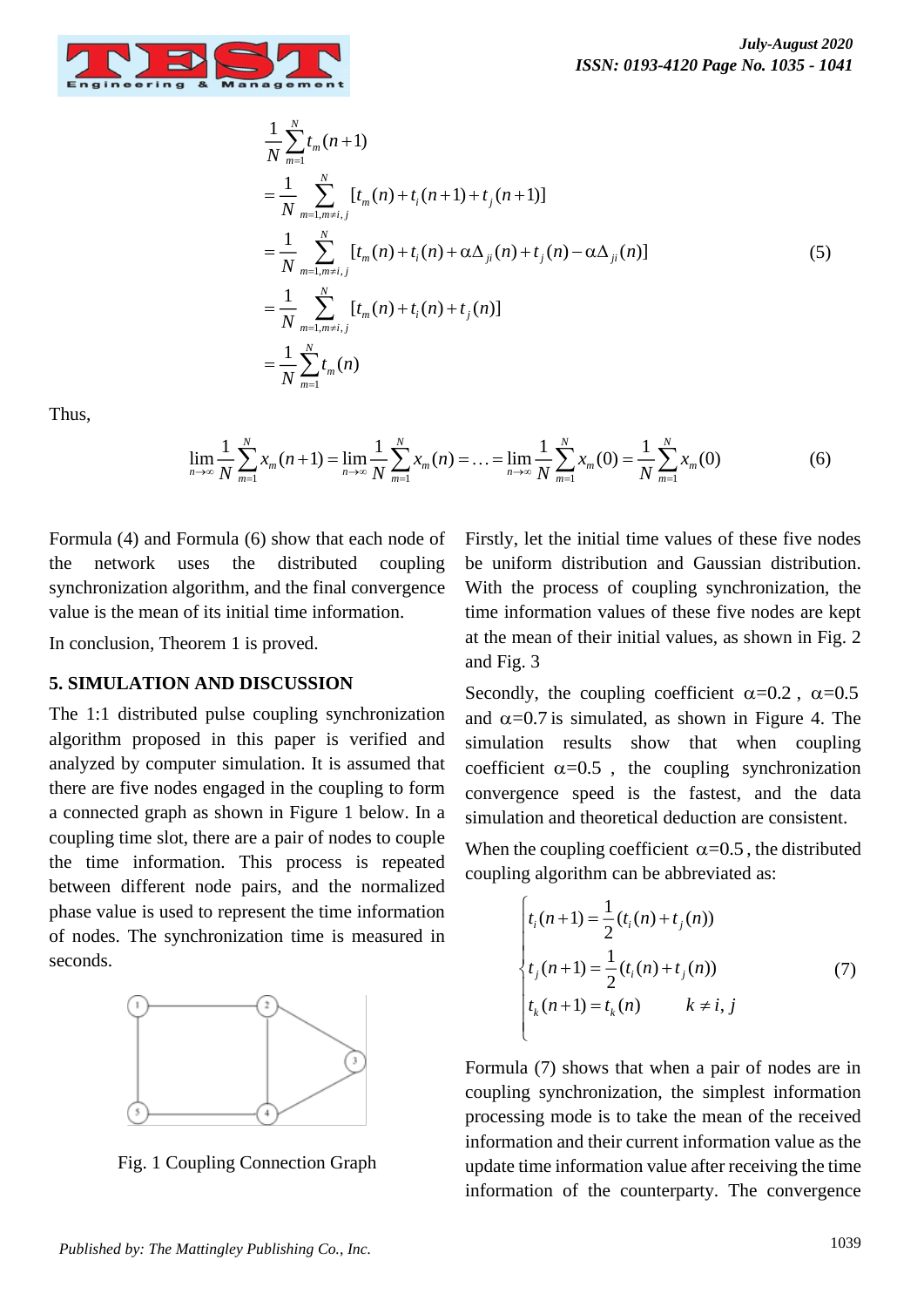$$
\begin{aligned}
&\frac{1}{N}\sum_{m=1}^{N} t_m(n+1) \\
&= \frac{1}{N}\sum_{m=1, m\neq i,j}^{N} [t_m(n) + t_i(n+1) + t_j(n+1)] \\
&= \frac{1}{N}\sum_{m=1, m\neq i,j}^{N} [t_m(n) + t_i(n) + \alpha\Delta_{ji}(n) + t_j(n) - \alpha\Delta_{ji}(n)] \\
&= \frac{1}{N}\sum_{m=1, m\neq i,j}^{N} [t_m(n) + t_i(n) + t_j(n)] \\
&= \frac{1}{N}\sum_{m=1}^{N} t_m(n)
\end{aligned} \tag{5}
$$

Thus,

$$
\lim_{n\to\infty}\frac{1}{N}\sum_{m=1}^{N} x_m(n+1) = \lim_{n\to\infty}\frac{1}{N}\sum_{m=1}^{N} x_m(n) = \ldots = \lim_{n\to\infty}\frac{1}{N}\sum_{m=1}^{N} x_m(0) = \frac{1}{N}\sum_{m=1}^{N} x_m(0) \tag{6}
$$

Formula (4) and Formula (6) show that each node of the network uses the distributed coupling synchronization algorithm, and the final convergence value is the mean of its initial time information.

In conclusion, Theorem 1 is proved.

## 5. SIMULATION AND DISCUSSION

The 1:1 distributed pulse coupling synchronization algorithm proposed in this paper is verified and analyzed by computer simulation. It is assumed that there are five nodes engaged in the coupling to form a connected graph as shown in Figure 1 below. In a coupling time slot, there are a pair of nodes to couple the time information. This process is repeated between different node pairs, and the normalized phase value is used to represent the time information of nodes. The synchronization time is measured in seconds.

Fig. 1 Coupling Connection Graph

Firstly, let the initial time values of these five nodes be uniform distribution and Gaussian distribution. With the process of coupling synchronization, the time information values of these five nodes are kept at the mean of their initial values, as shown in Fig. 2 and Fig. 3

Secondly, the coupling coefficient $\alpha$=0.2 , $\alpha$=0.5 and $\alpha$=0.7 is simulated, as shown in Figure 4. The simulation results show that when coupling coefficient $\alpha$=0.5 , the coupling synchronization convergence speed is the fastest, and the data simulation and theoretical deduction are consistent.

When the coupling coefficient $\alpha$=0.5 , the distributed coupling algorithm can be abbreviated as:

$$
\begin{cases}
t_i(n+1) = \dfrac{1}{2}(t_i(n) + t_j(n)) \\
t_j(n+1) = \dfrac{1}{2}(t_i(n) + t_j(n)) \\
t_k(n+1) = t_k(n) \qquad k \neq i, j
\end{cases} \tag{7}
$$

Formula (7) shows that when a pair of nodes are in coupling synchronization, the simplest information processing mode is to take the mean of the received information and their current information value as the update time information value after receiving the time information of the counterparty. The convergence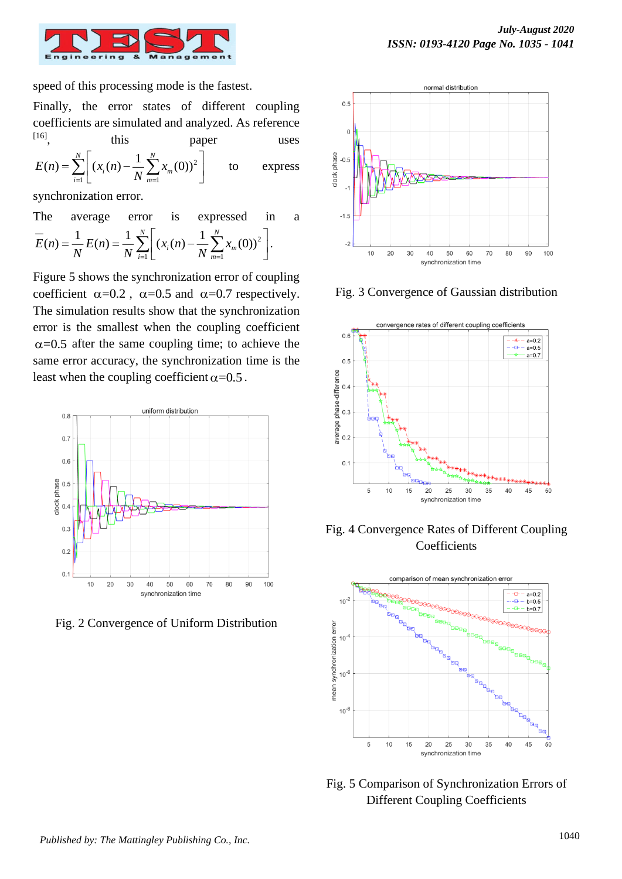speed of this processing mode is the fastest.

Finally, the error states of different coupling coefficients are simulated and analyzed. As reference [16], this paper uses $E(n)=\sum_{i=1}^{N}\left[(x_i(n)-\frac{1}{N}\sum_{m=1}^{N}x_m(0))^2\right]$ to express synchronization error.

The average error is expressed in a $\overline{E}(n)=\frac{1}{N}E(n)=\frac{1}{N}\sum_{i=1}^{N}\left[(x_i(n)-\frac{1}{N}\sum_{m=1}^{N}x_m(0))^2\right]$.

Figure 5 shows the synchronization error of coupling coefficient $\alpha$=0.2, $\alpha$=0.5 and $\alpha$=0.7 respectively. The simulation results show that the synchronization error is the smallest when the coupling coefficient $\alpha$=0.5 after the same coupling time; to achieve the same error accuracy, the synchronization time is the least when the coupling coefficient $\alpha$=0.5.

Fig. 2 Convergence of Uniform Distribution

Fig. 3 Convergence of Gaussian distribution

Fig. 4 Convergence Rates of Different Coupling Coefficients

Fig. 5 Comparison of Synchronization Errors of Different Coupling Coefficients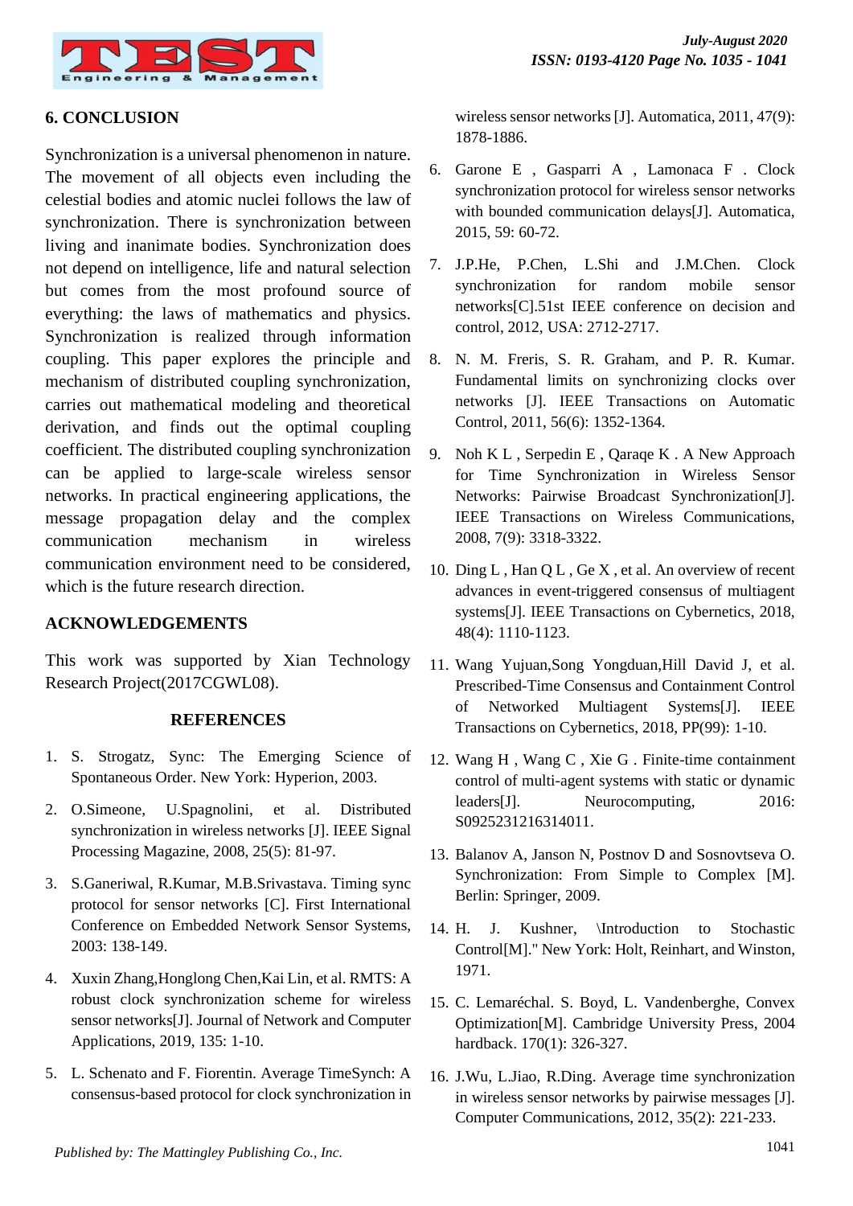## 6. CONCLUSION

Synchronization is a universal phenomenon in nature. The movement of all objects even including the celestial bodies and atomic nuclei follows the law of synchronization. There is synchronization between living and inanimate bodies. Synchronization does not depend on intelligence, life and natural selection but comes from the most profound source of everything: the laws of mathematics and physics. Synchronization is realized through information coupling. This paper explores the principle and mechanism of distributed coupling synchronization, carries out mathematical modeling and theoretical derivation, and finds out the optimal coupling coefficient. The distributed coupling synchronization can be applied to large-scale wireless sensor networks. In practical engineering applications, the message propagation delay and the complex communication mechanism in wireless communication environment need to be considered, which is the future research direction.

## ACKNOWLEDGEMENTS

This work was supported by Xian Technology Research Project(2017CGWL08).

## REFERENCES

1. S. Strogatz, Sync: The Emerging Science of Spontaneous Order. New York: Hyperion, 2003.
2. O.Simeone, U.Spagnolini, et al. Distributed synchronization in wireless networks [J]. IEEE Signal Processing Magazine, 2008, 25(5): 81-97.
3. S.Ganeriwal, R.Kumar, M.B.Srivastava. Timing sync protocol for sensor networks [C]. First International Conference on Embedded Network Sensor Systems, 2003: 138-149.
4. Xuxin Zhang,Honglong Chen,Kai Lin, et al. RMTS: A robust clock synchronization scheme for wireless sensor networks[J]. Journal of Network and Computer Applications, 2019, 135: 1-10.
5. L. Schenato and F. Fiorentin. Average TimeSynch: A consensus-based protocol for clock synchronization in wireless sensor networks [J]. Automatica, 2011, 47(9): 1878-1886.
6. Garone E , Gasparri A , Lamonaca F . Clock synchronization protocol for wireless sensor networks with bounded communication delays[J]. Automatica, 2015, 59: 60-72.
7. J.P.He, P.Chen, L.Shi and J.M.Chen. Clock synchronization for random mobile sensor networks[C].51st IEEE conference on decision and control, 2012, USA: 2712-2717.
8. N. M. Freris, S. R. Graham, and P. R. Kumar. Fundamental limits on synchronizing clocks over networks [J]. IEEE Transactions on Automatic Control, 2011, 56(6): 1352-1364.
9. Noh K L , Serpedin E , Qaraqe K . A New Approach for Time Synchronization in Wireless Sensor Networks: Pairwise Broadcast Synchronization[J]. IEEE Transactions on Wireless Communications, 2008, 7(9): 3318-3322.
10. Ding L , Han Q L , Ge X , et al. An overview of recent advances in event-triggered consensus of multiagent systems[J]. IEEE Transactions on Cybernetics, 2018, 48(4): 1110-1123.
11. Wang Yujuan,Song Yongduan,Hill David J, et al. Prescribed-Time Consensus and Containment Control of Networked Multiagent Systems[J]. IEEE Transactions on Cybernetics, 2018, PP(99): 1-10.
12. Wang H , Wang C , Xie G . Finite-time containment control of multi-agent systems with static or dynamic leaders[J]. Neurocomputing, 2016: S0925231216314011.
13. Balanov A, Janson N, Postnov D and Sosnovtseva O. Synchronization: From Simple to Complex [M]. Berlin: Springer, 2009.
14. H. J. Kushner, \Introduction to Stochastic Control[M]." New York: Holt, Reinhart, and Winston, 1971.
15. C. Lemaréchal. S. Boyd, L. Vandenberghe, Convex Optimization[M]. Cambridge University Press, 2004 hardback. 170(1): 326-327.
16. J.Wu, L.Jiao, R.Ding. Average time synchronization in wireless sensor networks by pairwise messages [J]. Computer Communications, 2012, 35(2): 221-233.